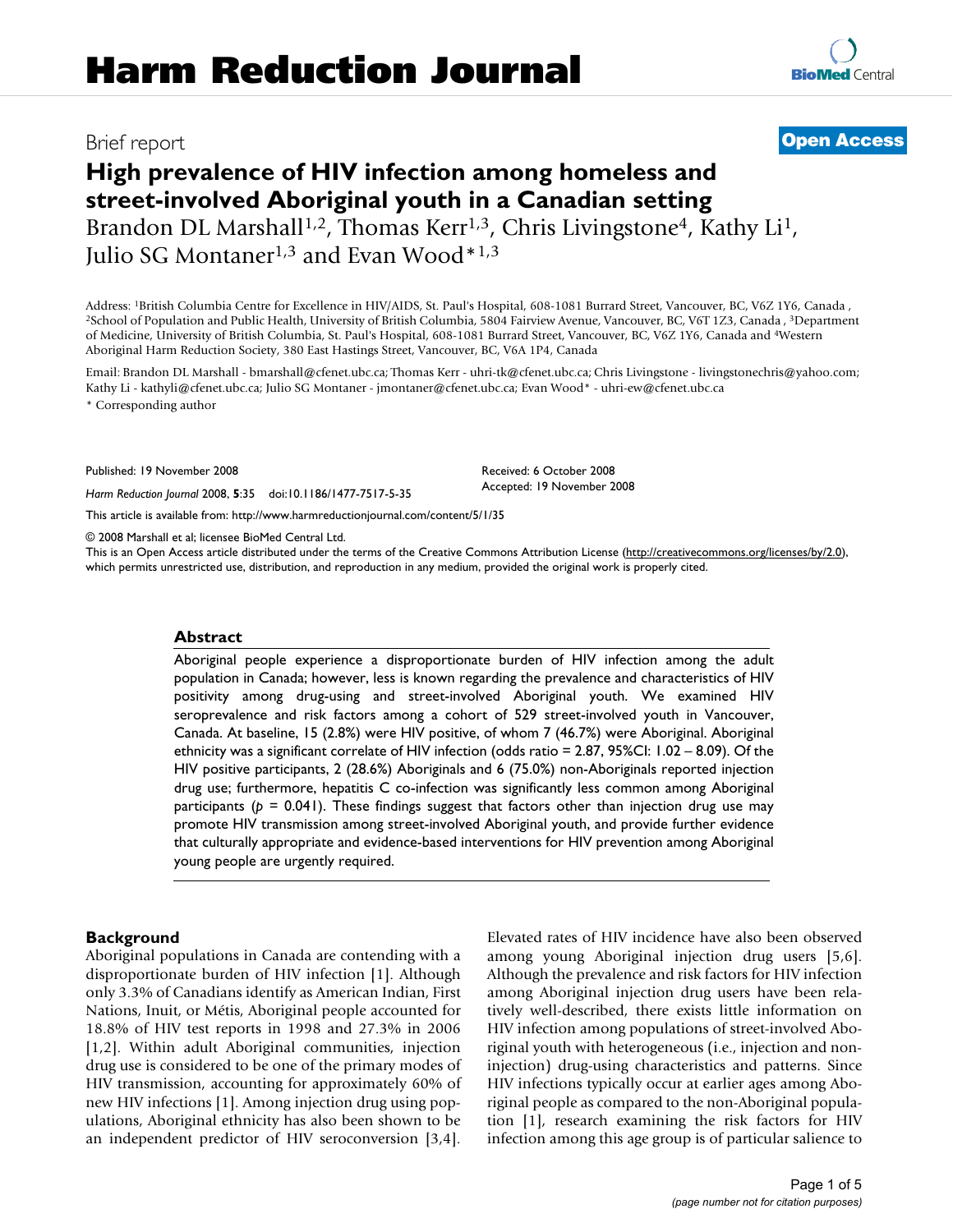# Harm Reduction Journal

Brief report

**Open Access**

# High prevalence of HIV infection among homeless and street-involved Aboriginal youth in a Canadian setting

Brandon DL Marshall[1,2], Thomas Kerr[1,3], Chris Livingstone[4], Kathy Li[1], Julio SG Montaner[1,3] and Evan Wood*[1,3]

Address: [1]British Columbia Centre for Excellence in HIV/AIDS, St. Paul's Hospital, 608-1081 Burrard Street, Vancouver, BC, V6Z 1Y6, Canada , [2]School of Population and Public Health, University of British Columbia, 5804 Fairview Avenue, Vancouver, BC, V6T 1Z3, Canada , [3]Department of Medicine, University of British Columbia, St. Paul's Hospital, 608-1081 Burrard Street, Vancouver, BC, V6Z 1Y6, Canada and [4]Western Aboriginal Harm Reduction Society, 380 East Hastings Street, Vancouver, BC, V6A 1P4, Canada

Email: Brandon DL Marshall - bmarshall@cfenet.ubc.ca; Thomas Kerr - uhri-tk@cfenet.ubc.ca; Chris Livingstone - livingstonechris@yahoo.com; Kathy Li - kathyli@cfenet.ubc.ca; Julio SG Montaner - jmontaner@cfenet.ubc.ca; Evan Wood* - uhri-ew@cfenet.ubc.ca

* Corresponding author

Published: 19 November 2008

*Harm Reduction Journal* 2008, **5**:35 doi:10.1186/1477-7517-5-35

Received: 6 October 2008

Accepted: 19 November 2008

This article is available from: http://www.harmreductionjournal.com/content/5/1/35

© 2008 Marshall et al; licensee BioMed Central Ltd.

This is an Open Access article distributed under the terms of the Creative Commons Attribution License (http://creativecommons.org/licenses/by/2.0), which permits unrestricted use, distribution, and reproduction in any medium, provided the original work is properly cited.

## Abstract

Aboriginal people experience a disproportionate burden of HIV infection among the adult population in Canada; however, less is known regarding the prevalence and characteristics of HIV positivity among drug-using and street-involved Aboriginal youth. We examined HIV seroprevalence and risk factors among a cohort of 529 street-involved youth in Vancouver, Canada. At baseline, 15 (2.8%) were HIV positive, of whom 7 (46.7%) were Aboriginal. Aboriginal ethnicity was a significant correlate of HIV infection (odds ratio = 2.87, 95%CI: 1.02 – 8.09). Of the HIV positive participants, 2 (28.6%) Aboriginals and 6 (75.0%) non-Aboriginals reported injection drug use; furthermore, hepatitis C co-infection was significantly less common among Aboriginal participants ($p$ = 0.041). These findings suggest that factors other than injection drug use may promote HIV transmission among street-involved Aboriginal youth, and provide further evidence that culturally appropriate and evidence-based interventions for HIV prevention among Aboriginal young people are urgently required.

## Background

Aboriginal populations in Canada are contending with a disproportionate burden of HIV infection [1]. Although only 3.3% of Canadians identify as American Indian, First Nations, Inuit, or Métis, Aboriginal people accounted for 18.8% of HIV test reports in 1998 and 27.3% in 2006 [1,2]. Within adult Aboriginal communities, injection drug use is considered to be one of the primary modes of HIV transmission, accounting for approximately 60% of new HIV infections [1]. Among injection drug using populations, Aboriginal ethnicity has also been shown to be an independent predictor of HIV seroconversion [3,4]. Elevated rates of HIV incidence have also been observed among young Aboriginal injection drug users [5,6]. Although the prevalence and risk factors for HIV infection among Aboriginal injection drug users have been relatively well-described, there exists little information on HIV infection among populations of street-involved Aboriginal youth with heterogeneous (i.e., injection and non-injection) drug-using characteristics and patterns. Since HIV infections typically occur at earlier ages among Aboriginal people as compared to the non-Aboriginal population [1], research examining the risk factors for HIV infection among this age group is of particular salience to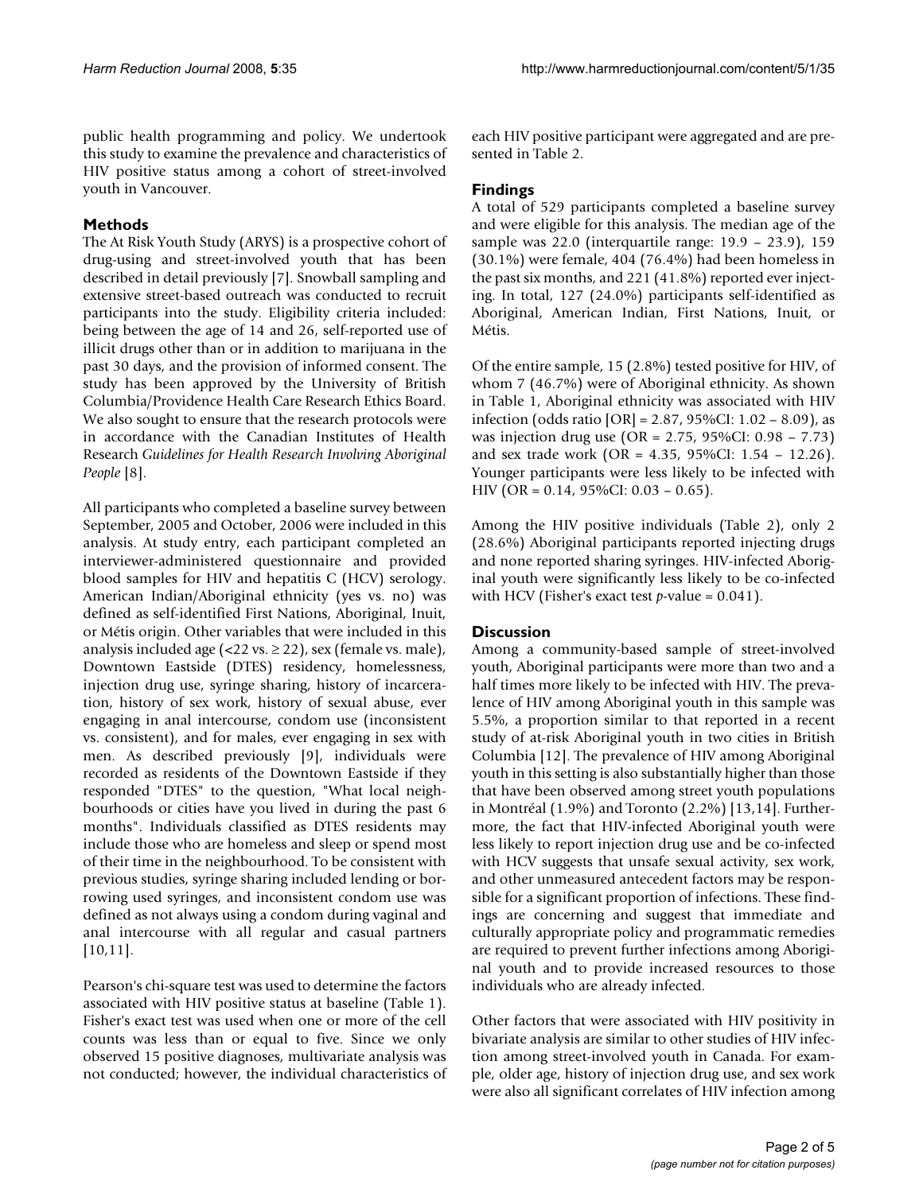public health programming and policy. We undertook this study to examine the prevalence and characteristics of HIV positive status among a cohort of street-involved youth in Vancouver.

## Methods

The At Risk Youth Study (ARYS) is a prospective cohort of drug-using and street-involved youth that has been described in detail previously [7]. Snowball sampling and extensive street-based outreach was conducted to recruit participants into the study. Eligibility criteria included: being between the age of 14 and 26, self-reported use of illicit drugs other than or in addition to marijuana in the past 30 days, and the provision of informed consent. The study has been approved by the University of British Columbia/Providence Health Care Research Ethics Board. We also sought to ensure that the research protocols were in accordance with the Canadian Institutes of Health Research *Guidelines for Health Research Involving Aboriginal People* [8].

All participants who completed a baseline survey between September, 2005 and October, 2006 were included in this analysis. At study entry, each participant completed an interviewer-administered questionnaire and provided blood samples for HIV and hepatitis C (HCV) serology. American Indian/Aboriginal ethnicity (yes vs. no) was defined as self-identified First Nations, Aboriginal, Inuit, or Métis origin. Other variables that were included in this analysis included age (<22 vs. ≥ 22), sex (female vs. male), Downtown Eastside (DTES) residency, homelessness, injection drug use, syringe sharing, history of incarceration, history of sex work, history of sexual abuse, ever engaging in anal intercourse, condom use (inconsistent vs. consistent), and for males, ever engaging in sex with men. As described previously [9], individuals were recorded as residents of the Downtown Eastside if they responded "DTES" to the question, "What local neighbourhoods or cities have you lived in during the past 6 months". Individuals classified as DTES residents may include those who are homeless and sleep or spend most of their time in the neighbourhood. To be consistent with previous studies, syringe sharing included lending or borrowing used syringes, and inconsistent condom use was defined as not always using a condom during vaginal and anal intercourse with all regular and casual partners [10,11].

Pearson's chi-square test was used to determine the factors associated with HIV positive status at baseline (Table 1). Fisher's exact test was used when one or more of the cell counts was less than or equal to five. Since we only observed 15 positive diagnoses, multivariate analysis was not conducted; however, the individual characteristics of each HIV positive participant were aggregated and are presented in Table 2.

## Findings

A total of 529 participants completed a baseline survey and were eligible for this analysis. The median age of the sample was 22.0 (interquartile range: 19.9 – 23.9), 159 (30.1%) were female, 404 (76.4%) had been homeless in the past six months, and 221 (41.8%) reported ever injecting. In total, 127 (24.0%) participants self-identified as Aboriginal, American Indian, First Nations, Inuit, or Métis.

Of the entire sample, 15 (2.8%) tested positive for HIV, of whom 7 (46.7%) were of Aboriginal ethnicity. As shown in Table 1, Aboriginal ethnicity was associated with HIV infection (odds ratio [OR] = 2.87, 95%CI: 1.02 – 8.09), as was injection drug use (OR = 2.75, 95%CI: 0.98 – 7.73) and sex trade work (OR = 4.35, 95%CI: 1.54 – 12.26). Younger participants were less likely to be infected with HIV (OR = 0.14, 95%CI: 0.03 – 0.65).

Among the HIV positive individuals (Table 2), only 2 (28.6%) Aboriginal participants reported injecting drugs and none reported sharing syringes. HIV-infected Aboriginal youth were significantly less likely to be co-infected with HCV (Fisher's exact test *p*-value = 0.041).

## Discussion

Among a community-based sample of street-involved youth, Aboriginal participants were more than two and a half times more likely to be infected with HIV. The prevalence of HIV among Aboriginal youth in this sample was 5.5%, a proportion similar to that reported in a recent study of at-risk Aboriginal youth in two cities in British Columbia [12]. The prevalence of HIV among Aboriginal youth in this setting is also substantially higher than those that have been observed among street youth populations in Montréal (1.9%) and Toronto (2.2%) [13,14]. Furthermore, the fact that HIV-infected Aboriginal youth were less likely to report injection drug use and be co-infected with HCV suggests that unsafe sexual activity, sex work, and other unmeasured antecedent factors may be responsible for a significant proportion of infections. These findings are concerning and suggest that immediate and culturally appropriate policy and programmatic remedies are required to prevent further infections among Aboriginal youth and to provide increased resources to those individuals who are already infected.

Other factors that were associated with HIV positivity in bivariate analysis are similar to other studies of HIV infection among street-involved youth in Canada. For example, older age, history of injection drug use, and sex work were also all significant correlates of HIV infection among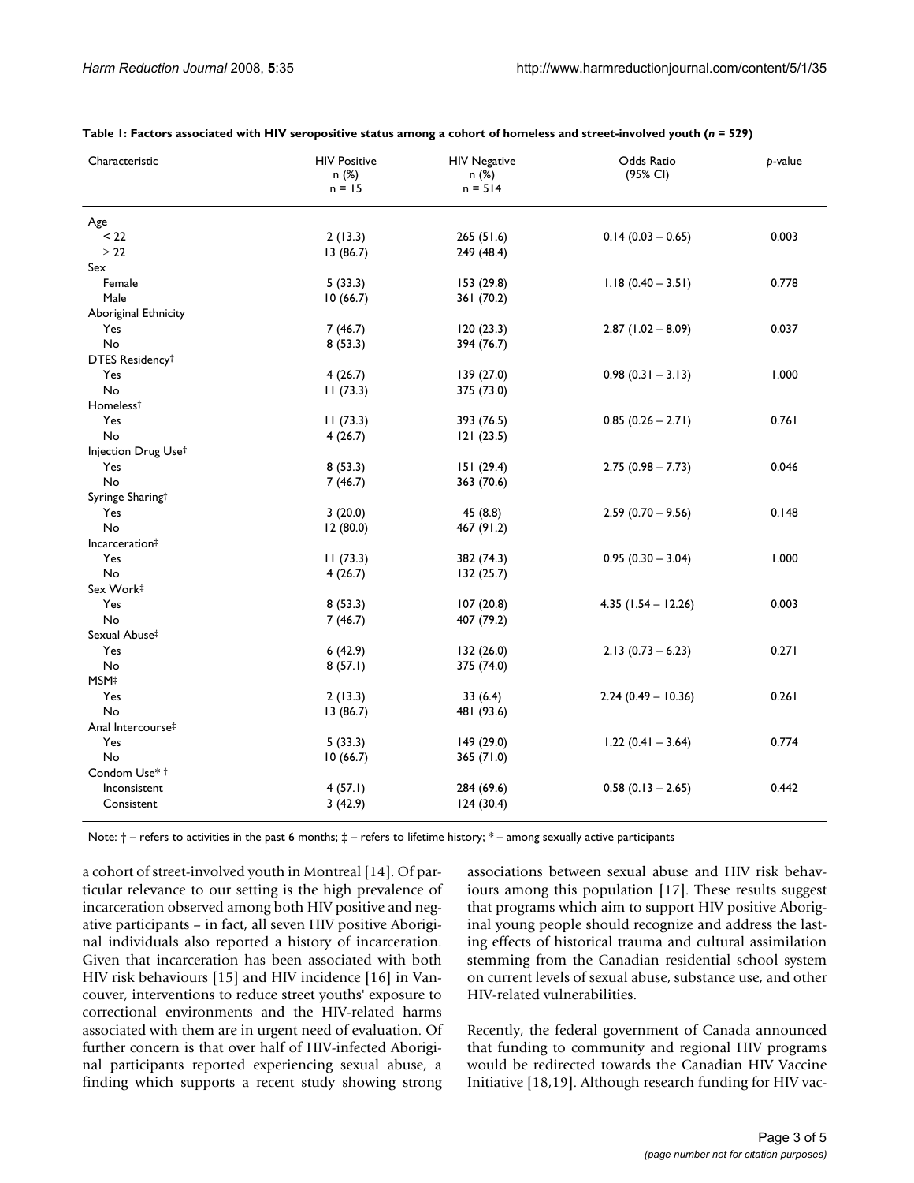**Table 1: Factors associated with HIV seropositive status among a cohort of homeless and street-involved youth ($n$ = 529)**

| Characteristic | HIV Positive n (%) n = 15 | HIV Negative n (%) n = 514 | Odds Ratio (95% CI) | $p$-value |
|---|---|---|---|---|
| Age | | | | |
| < 22 | 2 (13.3) | 265 (51.6) | 0.14 (0.03 – 0.65) | 0.003 |
| ≥ 22 | 13 (86.7) | 249 (48.4) | | |
| Sex | | | | |
| Female | 5 (33.3) | 153 (29.8) | 1.18 (0.40 – 3.51) | 0.778 |
| Male | 10 (66.7) | 361 (70.2) | | |
| Aboriginal Ethnicity | | | | |
| Yes | 7 (46.7) | 120 (23.3) | 2.87 (1.02 – 8.09) | 0.037 |
| No | 8 (53.3) | 394 (76.7) | | |
| DTES Residency† | | | | |
| Yes | 4 (26.7) | 139 (27.0) | 0.98 (0.31 – 3.13) | 1.000 |
| No | 11 (73.3) | 375 (73.0) | | |
| Homeless† | | | | |
| Yes | 11 (73.3) | 393 (76.5) | 0.85 (0.26 – 2.71) | 0.761 |
| No | 4 (26.7) | 121 (23.5) | | |
| Injection Drug Use† | | | | |
| Yes | 8 (53.3) | 151 (29.4) | 2.75 (0.98 – 7.73) | 0.046 |
| No | 7 (46.7) | 363 (70.6) | | |
| Syringe Sharing† | | | | |
| Yes | 3 (20.0) | 45 (8.8) | 2.59 (0.70 – 9.56) | 0.148 |
| No | 12 (80.0) | 467 (91.2) | | |
| Incarceration‡ | | | | |
| Yes | 11 (73.3) | 382 (74.3) | 0.95 (0.30 – 3.04) | 1.000 |
| No | 4 (26.7) | 132 (25.7) | | |
| Sex Work‡ | | | | |
| Yes | 8 (53.3) | 107 (20.8) | 4.35 (1.54 – 12.26) | 0.003 |
| No | 7 (46.7) | 407 (79.2) | | |
| Sexual Abuse‡ | | | | |
| Yes | 6 (42.9) | 132 (26.0) | 2.13 (0.73 – 6.23) | 0.271 |
| No | 8 (57.1) | 375 (74.0) | | |
| MSM‡ | | | | |
| Yes | 2 (13.3) | 33 (6.4) | 2.24 (0.49 – 10.36) | 0.261 |
| No | 13 (86.7) | 481 (93.6) | | |
| Anal Intercourse‡ | | | | |
| Yes | 5 (33.3) | 149 (29.0) | 1.22 (0.41 – 3.64) | 0.774 |
| No | 10 (66.7) | 365 (71.0) | | |
| Condom Use* † | | | | |
| Inconsistent | 4 (57.1) | 284 (69.6) | 0.58 (0.13 – 2.65) | 0.442 |
| Consistent | 3 (42.9) | 124 (30.4) | | |

Note: † – refers to activities in the past 6 months; ‡ – refers to lifetime history; * – among sexually active participants

a cohort of street-involved youth in Montreal [14]. Of particular relevance to our setting is the high prevalence of incarceration observed among both HIV positive and negative participants – in fact, all seven HIV positive Aboriginal individuals also reported a history of incarceration. Given that incarceration has been associated with both HIV risk behaviours [15] and HIV incidence [16] in Vancouver, interventions to reduce street youths' exposure to correctional environments and the HIV-related harms associated with them are in urgent need of evaluation. Of further concern is that over half of HIV-infected Aboriginal participants reported experiencing sexual abuse, a finding which supports a recent study showing strong associations between sexual abuse and HIV risk behaviours among this population [17]. These results suggest that programs which aim to support HIV positive Aboriginal young people should recognize and address the lasting effects of historical trauma and cultural assimilation stemming from the Canadian residential school system on current levels of sexual abuse, substance use, and other HIV-related vulnerabilities.

Recently, the federal government of Canada announced that funding to community and regional HIV programs would be redirected towards the Canadian HIV Vaccine Initiative [18,19]. Although research funding for HIV vac-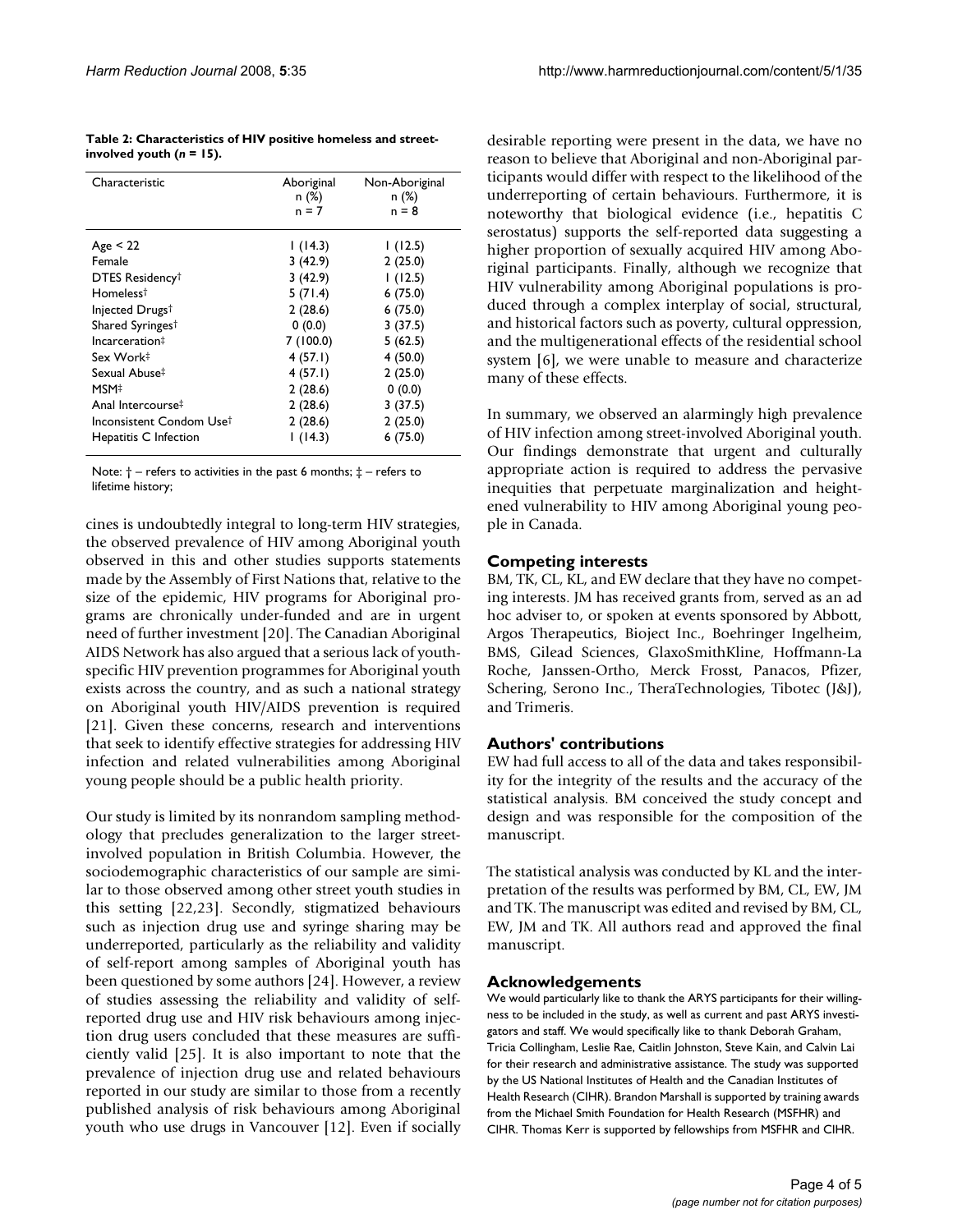**Table 2: Characteristics of HIV positive homeless and street-involved youth (*n* = 15).**

| Characteristic | Aboriginal n (%) n = 7 | Non-Aboriginal n (%) n = 8 |
|---|---|---|
| Age < 22 | 1 (14.3) | 1 (12.5) |
| Female | 3 (42.9) | 2 (25.0) |
| DTES Residency† | 3 (42.9) | 1 (12.5) |
| Homeless† | 5 (71.4) | 6 (75.0) |
| Injected Drugs† | 2 (28.6) | 6 (75.0) |
| Shared Syringes† | 0 (0.0) | 3 (37.5) |
| Incarceration‡ | 7 (100.0) | 5 (62.5) |
| Sex Work‡ | 4 (57.1) | 4 (50.0) |
| Sexual Abuse‡ | 4 (57.1) | 2 (25.0) |
| MSM‡ | 2 (28.6) | 0 (0.0) |
| Anal Intercourse‡ | 2 (28.6) | 3 (37.5) |
| Inconsistent Condom Use† | 2 (28.6) | 2 (25.0) |
| Hepatitis C Infection | 1 (14.3) | 6 (75.0) |

Note: † – refers to activities in the past 6 months; ‡ – refers to lifetime history;

cines is undoubtedly integral to long-term HIV strategies, the observed prevalence of HIV among Aboriginal youth observed in this and other studies supports statements made by the Assembly of First Nations that, relative to the size of the epidemic, HIV programs for Aboriginal programs are chronically under-funded and are in urgent need of further investment [20]. The Canadian Aboriginal AIDS Network has also argued that a serious lack of youth-specific HIV prevention programmes for Aboriginal youth exists across the country, and as such a national strategy on Aboriginal youth HIV/AIDS prevention is required [21]. Given these concerns, research and interventions that seek to identify effective strategies for addressing HIV infection and related vulnerabilities among Aboriginal young people should be a public health priority.

Our study is limited by its nonrandom sampling methodology that precludes generalization to the larger street-involved population in British Columbia. However, the sociodemographic characteristics of our sample are similar to those observed among other street youth studies in this setting [22,23]. Secondly, stigmatized behaviours such as injection drug use and syringe sharing may be underreported, particularly as the reliability and validity of self-report among samples of Aboriginal youth has been questioned by some authors [24]. However, a review of studies assessing the reliability and validity of self-reported drug use and HIV risk behaviours among injection drug users concluded that these measures are sufficiently valid [25]. It is also important to note that the prevalence of injection drug use and related behaviours reported in our study are similar to those from a recently published analysis of risk behaviours among Aboriginal youth who use drugs in Vancouver [12]. Even if socially desirable reporting were present in the data, we have no reason to believe that Aboriginal and non-Aboriginal participants would differ with respect to the likelihood of the underreporting of certain behaviours. Furthermore, it is noteworthy that biological evidence (i.e., hepatitis C serostatus) supports the self-reported data suggesting a higher proportion of sexually acquired HIV among Aboriginal participants. Finally, although we recognize that HIV vulnerability among Aboriginal populations is produced through a complex interplay of social, structural, and historical factors such as poverty, cultural oppression, and the multigenerational effects of the residential school system [6], we were unable to measure and characterize many of these effects.

In summary, we observed an alarmingly high prevalence of HIV infection among street-involved Aboriginal youth. Our findings demonstrate that urgent and culturally appropriate action is required to address the pervasive inequities that perpetuate marginalization and heightened vulnerability to HIV among Aboriginal young people in Canada.

## Competing interests

BM, TK, CL, KL, and EW declare that they have no competing interests. JM has received grants from, served as an ad hoc adviser to, or spoken at events sponsored by Abbott, Argos Therapeutics, Bioject Inc., Boehringer Ingelheim, BMS, Gilead Sciences, GlaxoSmithKline, Hoffmann-La Roche, Janssen-Ortho, Merck Frosst, Panacos, Pfizer, Schering, Serono Inc., TheraTechnologies, Tibotec (J&J), and Trimeris.

## Authors' contributions

EW had full access to all of the data and takes responsibility for the integrity of the results and the accuracy of the statistical analysis. BM conceived the study concept and design and was responsible for the composition of the manuscript.

The statistical analysis was conducted by KL and the interpretation of the results was performed by BM, CL, EW, JM and TK. The manuscript was edited and revised by BM, CL, EW, JM and TK. All authors read and approved the final manuscript.

## Acknowledgements

We would particularly like to thank the ARYS participants for their willingness to be included in the study, as well as current and past ARYS investigators and staff. We would specifically like to thank Deborah Graham, Tricia Collingham, Leslie Rae, Caitlin Johnston, Steve Kain, and Calvin Lai for their research and administrative assistance. The study was supported by the US National Institutes of Health and the Canadian Institutes of Health Research (CIHR). Brandon Marshall is supported by training awards from the Michael Smith Foundation for Health Research (MSFHR) and CIHR. Thomas Kerr is supported by fellowships from MSFHR and CIHR.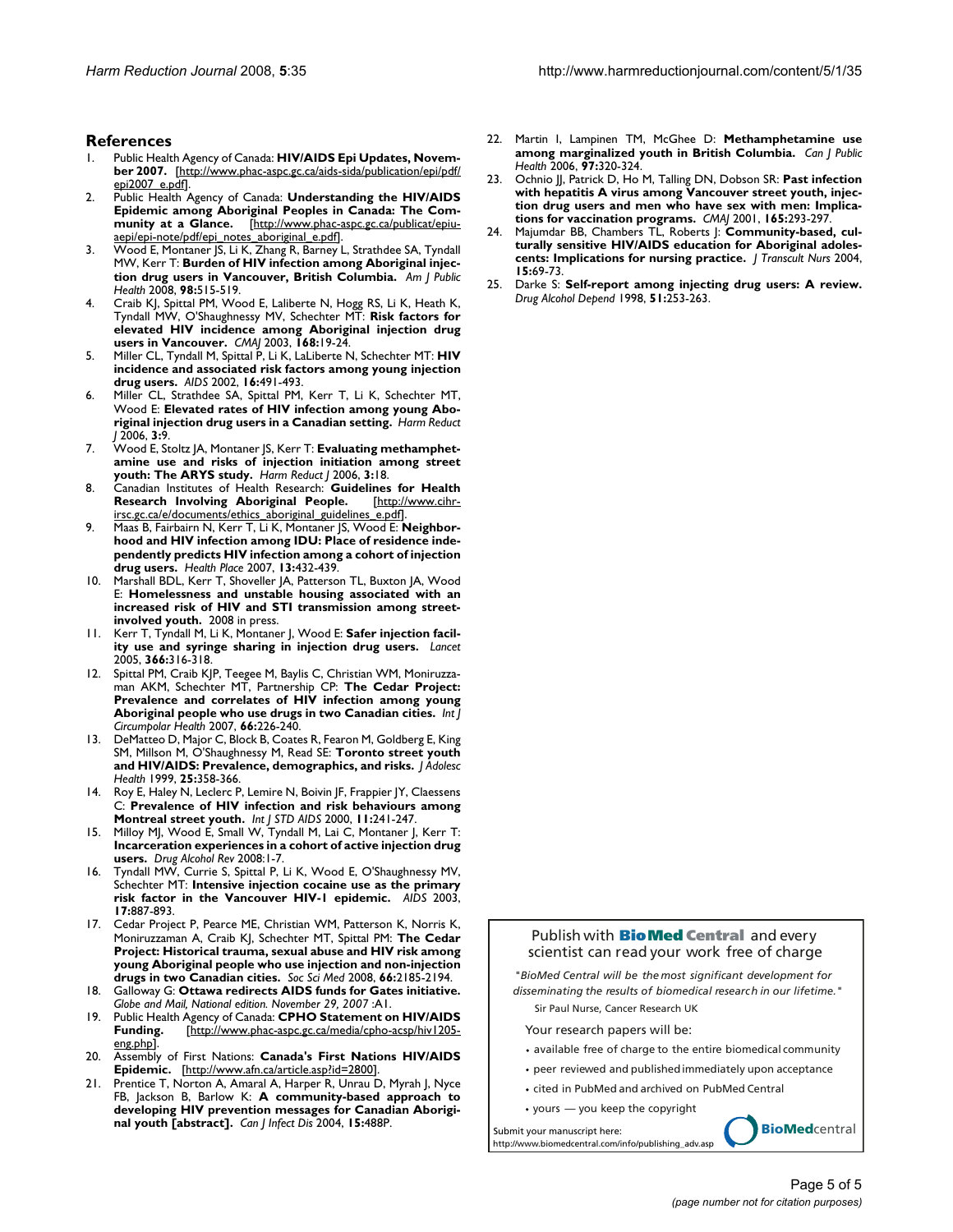## References

1. Public Health Agency of Canada: **HIV/AIDS Epi Updates, November 2007.** [http://www.phac-aspc.gc.ca/aids-sida/publication/epi/pdf/epi2007_e.pdf].
2. Public Health Agency of Canada: **Understanding the HIV/AIDS Epidemic among Aboriginal Peoples in Canada: The Community at a Glance.** [http://www.phac-aspc.gc.ca/publicat/epiu-aepi/epi-note/pdf/epi_notes_aboriginal_e.pdf].
3. Wood E, Montaner JS, Li K, Zhang R, Barney L, Strathdee SA, Tyndall MW, Kerr T: **Burden of HIV infection among Aboriginal injection drug users in Vancouver, British Columbia.** *Am J Public Health* 2008, **98:**515-519.
4. Craib KJ, Spittal PM, Wood E, Laliberte N, Hogg RS, Li K, Heath K, Tyndall MW, O'Shaughnessy MV, Schechter MT: **Risk factors for elevated HIV incidence among Aboriginal injection drug users in Vancouver.** *CMAJ* 2003, **168:**19-24.
5. Miller CL, Tyndall M, Spittal P, Li K, LaLiberte N, Schechter MT: **HIV incidence and associated risk factors among young injection drug users.** *AIDS* 2002, **16:**491-493.
6. Miller CL, Strathdee SA, Spittal PM, Kerr T, Li K, Schechter MT, Wood E: **Elevated rates of HIV infection among young Aboriginal injection drug users in a Canadian setting.** *Harm Reduct J* 2006, **3:**9.
7. Wood E, Stoltz JA, Montaner JS, Kerr T: **Evaluating methamphetamine use and risks of injection initiation among street youth: The ARYS study.** *Harm Reduct J* 2006, **3:**18.
8. Canadian Institutes of Health Research: **Guidelines for Health Research Involving Aboriginal People.** [http://www.cihr-irsc.gc.ca/e/documents/ethics_aboriginal_guidelines_e.pdf].
9. Maas B, Fairbairn N, Kerr T, Li K, Montaner JS, Wood E: **Neighborhood and HIV infection among IDU: Place of residence independently predicts HIV infection among a cohort of injection drug users.** *Health Place* 2007, **13:**432-439.
10. Marshall BDL, Kerr T, Shoveller JA, Patterson TL, Buxton JA, Wood E: **Homelessness and unstable housing associated with an increased risk of HIV and STI transmission among street-involved youth.** 2008 in press.
11. Kerr T, Tyndall M, Li K, Montaner J, Wood E: **Safer injection facility use and syringe sharing in injection drug users.** *Lancet* 2005, **366:**316-318.
12. Spittal PM, Craib KJP, Teegee M, Baylis C, Christian WM, Moniruzzaman AKM, Schechter MT, Partnership CP: **The Cedar Project: Prevalence and correlates of HIV infection among young Aboriginal people who use drugs in two Canadian cities.** *Int J Circumpolar Health* 2007, **66:**226-240.
13. DeMatteo D, Major C, Block B, Coates R, Fearon M, Goldberg E, King SM, Millson M, O'Shaughnessy M, Read SE: **Toronto street youth and HIV/AIDS: Prevalence, demographics, and risks.** *J Adolesc Health* 1999, **25:**358-366.
14. Roy E, Haley N, Leclerc P, Lemire N, Boivin JF, Frappier JY, Claessens C: **Prevalence of HIV infection and risk behaviours among Montreal street youth.** *Int J STD AIDS* 2000, **11:**241-247.
15. Milloy MJ, Wood E, Small W, Tyndall M, Lai C, Montaner J, Kerr T: **Incarceration experiences in a cohort of active injection drug users.** *Drug Alcohol Rev* 2008:1-7.
16. Tyndall MW, Currie S, Spittal P, Li K, Wood E, O'Shaughnessy MV, Schechter MT: **Intensive injection cocaine use as the primary risk factor in the Vancouver HIV-1 epidemic.** *AIDS* 2003, **17:**887-893.
17. Cedar Project P, Pearce ME, Christian WM, Patterson K, Norris K, Moniruzzaman A, Craib KJ, Schechter MT, Spittal PM: **The Cedar Project: Historical trauma, sexual abuse and HIV risk among young Aboriginal people who use injection and non-injection drugs in two Canadian cities.** *Soc Sci Med* 2008, **66:**2185-2194.
18. Galloway G: **Ottawa redirects AIDS funds for Gates initiative.** *Globe and Mail, National edition. November 29, 2007* :A1.
19. Public Health Agency of Canada: **CPHO Statement on HIV/AIDS Funding.** [http://www.phac-aspc.gc.ca/media/cpho-acsp/hiv1205-eng.php].
20. Assembly of First Nations: **Canada's First Nations HIV/AIDS Epidemic.** [http://www.afn.ca/article.asp?id=2800].
21. Prentice T, Norton A, Amaral A, Harper R, Unrau D, Myrah J, Nyce FB, Jackson B, Barlow K: **A community-based approach to developing HIV prevention messages for Canadian Aboriginal youth [abstract].** *Can J Infect Dis* 2004, **15:**488P.
22. Martin I, Lampinen TM, McGhee D: **Methamphetamine use among marginalized youth in British Columbia.** *Can J Public Health* 2006, **97:**320-324.
23. Ochnio JJ, Patrick D, Ho M, Talling DN, Dobson SR: **Past infection with hepatitis A virus among Vancouver street youth, injection drug users and men who have sex with men: Implications for vaccination programs.** *CMAJ* 2001, **165:**293-297.
24. Majumdar BB, Chambers TL, Roberts J: **Community-based, culturally sensitive HIV/AIDS education for Aboriginal adolescents: Implications for nursing practice.** *J Transcult Nurs* 2004, **15:**69-73.
25. Darke S: **Self-report among injecting drug users: A review.** *Drug Alcohol Depend* 1998, **51:**253-263.

Publish with **BioMed Central** and every scientist can read your work free of charge

*"BioMed Central will be the most significant development for disseminating the results of biomedical research in our lifetime."*

Sir Paul Nurse, Cancer Research UK

Your research papers will be:

- available free of charge to the entire biomedical community
- peer reviewed and published immediately upon acceptance
- cited in PubMed and archived on PubMed Central
- yours — you keep the copyright

Submit your manuscript here:
http://www.biomedcentral.com/info/publishing_adv.asp

BioMedcentral